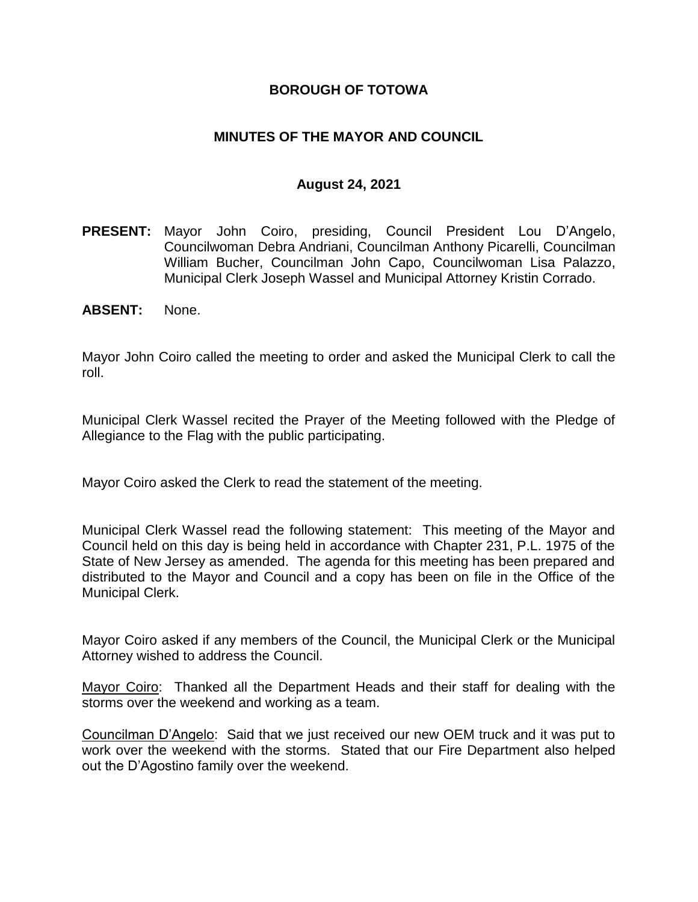# BOROUGH OF TOTOWA

## MINUTES OF THE MAYOR AND COUNCIL

### August 24, 2021

**PRESENT:** Mayor John Coiro, presiding, Council President Lou D'Angelo, Councilwoman Debra Andriani, Councilman Anthony Picarelli, Councilman William Bucher, Councilman John Capo, Councilwoman Lisa Palazzo, Municipal Clerk Joseph Wassel and Municipal Attorney Kristin Corrado.

**ABSENT:** None.

Mayor John Coiro called the meeting to order and asked the Municipal Clerk to call the roll.

Municipal Clerk Wassel recited the Prayer of the Meeting followed with the Pledge of Allegiance to the Flag with the public participating.

Mayor Coiro asked the Clerk to read the statement of the meeting.

Municipal Clerk Wassel read the following statement: This meeting of the Mayor and Council held on this day is being held in accordance with Chapter 231, P.L. 1975 of the State of New Jersey as amended. The agenda for this meeting has been prepared and distributed to the Mayor and Council and a copy has been on file in the Office of the Municipal Clerk.

Mayor Coiro asked if any members of the Council, the Municipal Clerk or the Municipal Attorney wished to address the Council.

Mayor Coiro: Thanked all the Department Heads and their staff for dealing with the storms over the weekend and working as a team.

Councilman D'Angelo: Said that we just received our new OEM truck and it was put to work over the weekend with the storms. Stated that our Fire Department also helped out the D'Agostino family over the weekend.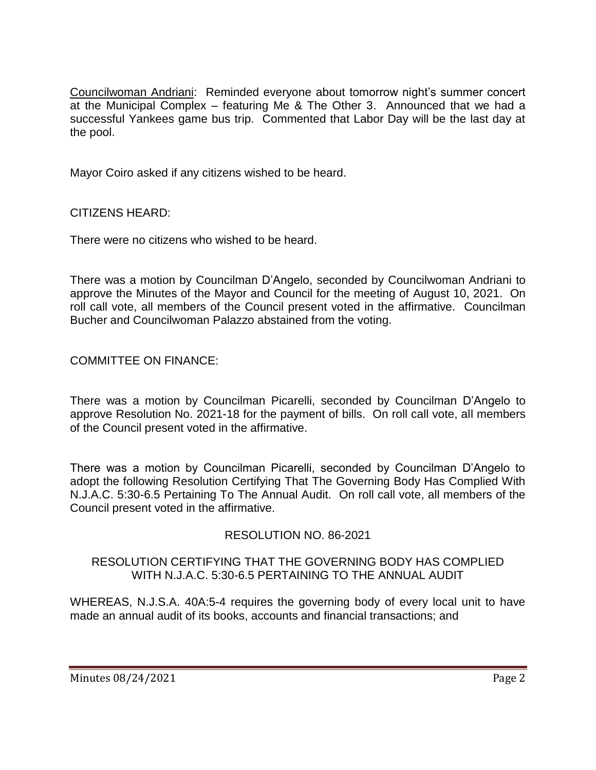Councilwoman Andriani: Reminded everyone about tomorrow night's summer concert at the Municipal Complex – featuring Me & The Other 3. Announced that we had a successful Yankees game bus trip. Commented that Labor Day will be the last day at the pool.

Mayor Coiro asked if any citizens wished to be heard.

CITIZENS HEARD:

There were no citizens who wished to be heard.

There was a motion by Councilman D'Angelo, seconded by Councilwoman Andriani to approve the Minutes of the Mayor and Council for the meeting of August 10, 2021. On roll call vote, all members of the Council present voted in the affirmative. Councilman Bucher and Councilwoman Palazzo abstained from the voting.

COMMITTEE ON FINANCE:

There was a motion by Councilman Picarelli, seconded by Councilman D'Angelo to approve Resolution No. 2021-18 for the payment of bills. On roll call vote, all members of the Council present voted in the affirmative.

There was a motion by Councilman Picarelli, seconded by Councilman D'Angelo to adopt the following Resolution Certifying That The Governing Body Has Complied With N.J.A.C. 5:30-6.5 Pertaining To The Annual Audit. On roll call vote, all members of the Council present voted in the affirmative.

RESOLUTION NO. 86-2021

RESOLUTION CERTIFYING THAT THE GOVERNING BODY HAS COMPLIED WITH N.J.A.C. 5:30-6.5 PERTAINING TO THE ANNUAL AUDIT

WHEREAS, N.J.S.A. 40A:5-4 requires the governing body of every local unit to have made an annual audit of its books, accounts and financial transactions; and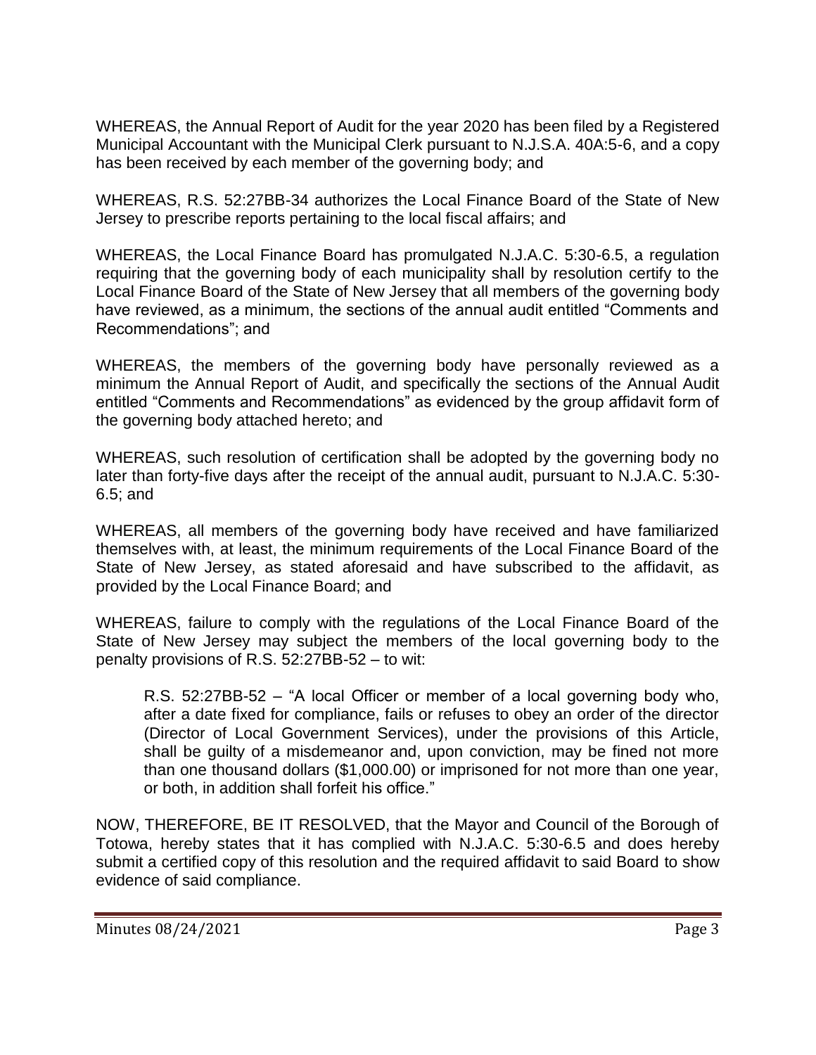WHEREAS, the Annual Report of Audit for the year 2020 has been filed by a Registered Municipal Accountant with the Municipal Clerk pursuant to N.J.S.A. 40A:5-6, and a copy has been received by each member of the governing body; and

WHEREAS, R.S. 52:27BB-34 authorizes the Local Finance Board of the State of New Jersey to prescribe reports pertaining to the local fiscal affairs; and

WHEREAS, the Local Finance Board has promulgated N.J.A.C. 5:30-6.5, a regulation requiring that the governing body of each municipality shall by resolution certify to the Local Finance Board of the State of New Jersey that all members of the governing body have reviewed, as a minimum, the sections of the annual audit entitled "Comments and Recommendations"; and

WHEREAS, the members of the governing body have personally reviewed as a minimum the Annual Report of Audit, and specifically the sections of the Annual Audit entitled "Comments and Recommendations" as evidenced by the group affidavit form of the governing body attached hereto; and

WHEREAS, such resolution of certification shall be adopted by the governing body no later than forty-five days after the receipt of the annual audit, pursuant to N.J.A.C. 5:30-6.5; and

WHEREAS, all members of the governing body have received and have familiarized themselves with, at least, the minimum requirements of the Local Finance Board of the State of New Jersey, as stated aforesaid and have subscribed to the affidavit, as provided by the Local Finance Board; and

WHEREAS, failure to comply with the regulations of the Local Finance Board of the State of New Jersey may subject the members of the local governing body to the penalty provisions of R.S. 52:27BB-52 – to wit:

> R.S. 52:27BB-52 – "A local Officer or member of a local governing body who, after a date fixed for compliance, fails or refuses to obey an order of the director (Director of Local Government Services), under the provisions of this Article, shall be guilty of a misdemeanor and, upon conviction, may be fined not more than one thousand dollars ($1,000.00) or imprisoned for not more than one year, or both, in addition shall forfeit his office."

NOW, THEREFORE, BE IT RESOLVED, that the Mayor and Council of the Borough of Totowa, hereby states that it has complied with N.J.A.C. 5:30-6.5 and does hereby submit a certified copy of this resolution and the required affidavit to said Board to show evidence of said compliance.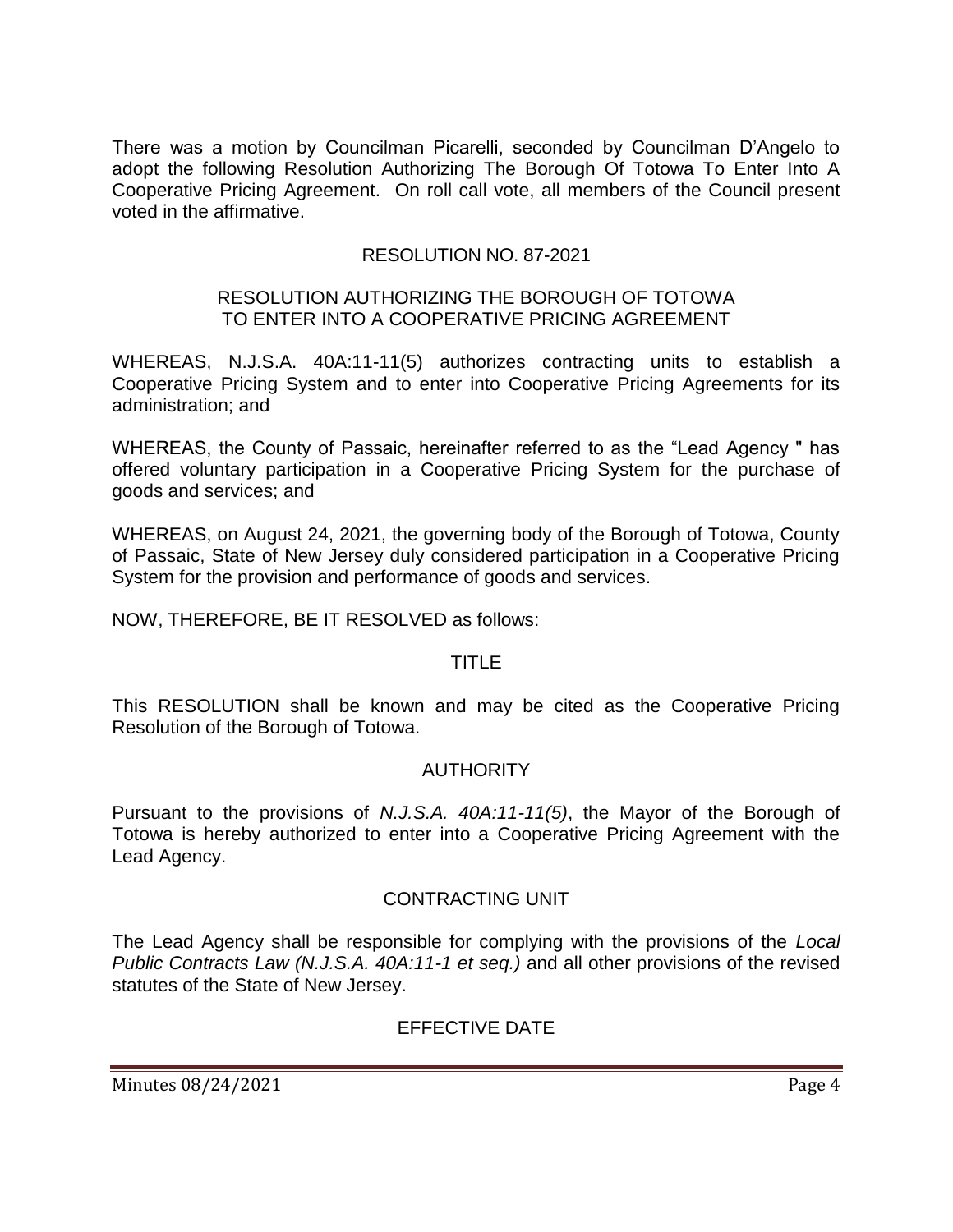There was a motion by Councilman Picarelli, seconded by Councilman D'Angelo to adopt the following Resolution Authorizing The Borough Of Totowa To Enter Into A Cooperative Pricing Agreement. On roll call vote, all members of the Council present voted in the affirmative.

RESOLUTION NO. 87-2021

RESOLUTION AUTHORIZING THE BOROUGH OF TOTOWA TO ENTER INTO A COOPERATIVE PRICING AGREEMENT

WHEREAS, N.J.S.A. 40A:11-11(5) authorizes contracting units to establish a Cooperative Pricing System and to enter into Cooperative Pricing Agreements for its administration; and

WHEREAS, the County of Passaic, hereinafter referred to as the "Lead Agency " has offered voluntary participation in a Cooperative Pricing System for the purchase of goods and services; and

WHEREAS, on August 24, 2021, the governing body of the Borough of Totowa, County of Passaic, State of New Jersey duly considered participation in a Cooperative Pricing System for the provision and performance of goods and services.

NOW, THEREFORE, BE IT RESOLVED as follows:

TITLE

This RESOLUTION shall be known and may be cited as the Cooperative Pricing Resolution of the Borough of Totowa.

AUTHORITY

Pursuant to the provisions of *N.J.S.A. 40A:11-11(5)*, the Mayor of the Borough of Totowa is hereby authorized to enter into a Cooperative Pricing Agreement with the Lead Agency.

CONTRACTING UNIT

The Lead Agency shall be responsible for complying with the provisions of the *Local Public Contracts Law (N.J.S.A. 40A:11-1 et seq.)* and all other provisions of the revised statutes of the State of New Jersey.

EFFECTIVE DATE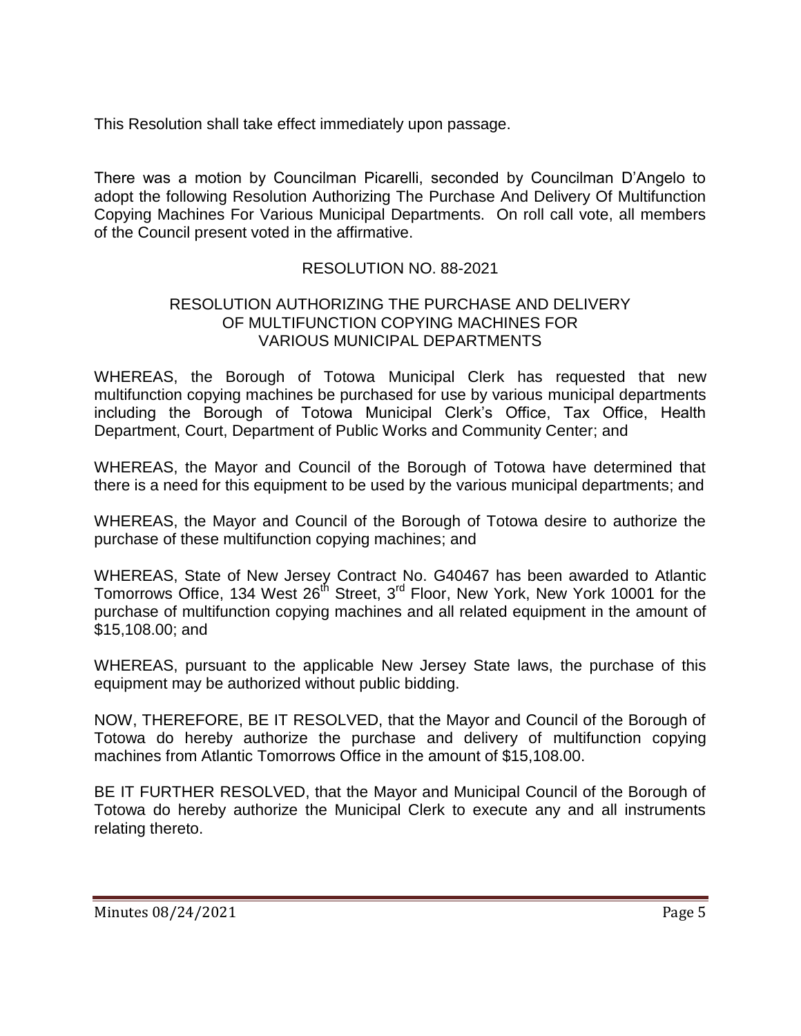This Resolution shall take effect immediately upon passage.

There was a motion by Councilman Picarelli, seconded by Councilman D'Angelo to adopt the following Resolution Authorizing The Purchase And Delivery Of Multifunction Copying Machines For Various Municipal Departments. On roll call vote, all members of the Council present voted in the affirmative.

RESOLUTION NO. 88-2021

RESOLUTION AUTHORIZING THE PURCHASE AND DELIVERY OF MULTIFUNCTION COPYING MACHINES FOR VARIOUS MUNICIPAL DEPARTMENTS

WHEREAS, the Borough of Totowa Municipal Clerk has requested that new multifunction copying machines be purchased for use by various municipal departments including the Borough of Totowa Municipal Clerk's Office, Tax Office, Health Department, Court, Department of Public Works and Community Center; and

WHEREAS, the Mayor and Council of the Borough of Totowa have determined that there is a need for this equipment to be used by the various municipal departments; and

WHEREAS, the Mayor and Council of the Borough of Totowa desire to authorize the purchase of these multifunction copying machines; and

WHEREAS, State of New Jersey Contract No. G40467 has been awarded to Atlantic Tomorrows Office, 134 West 26th Street, 3rd Floor, New York, New York 10001 for the purchase of multifunction copying machines and all related equipment in the amount of $15,108.00; and

WHEREAS, pursuant to the applicable New Jersey State laws, the purchase of this equipment may be authorized without public bidding.

NOW, THEREFORE, BE IT RESOLVED, that the Mayor and Council of the Borough of Totowa do hereby authorize the purchase and delivery of multifunction copying machines from Atlantic Tomorrows Office in the amount of $15,108.00.

BE IT FURTHER RESOLVED, that the Mayor and Municipal Council of the Borough of Totowa do hereby authorize the Municipal Clerk to execute any and all instruments relating thereto.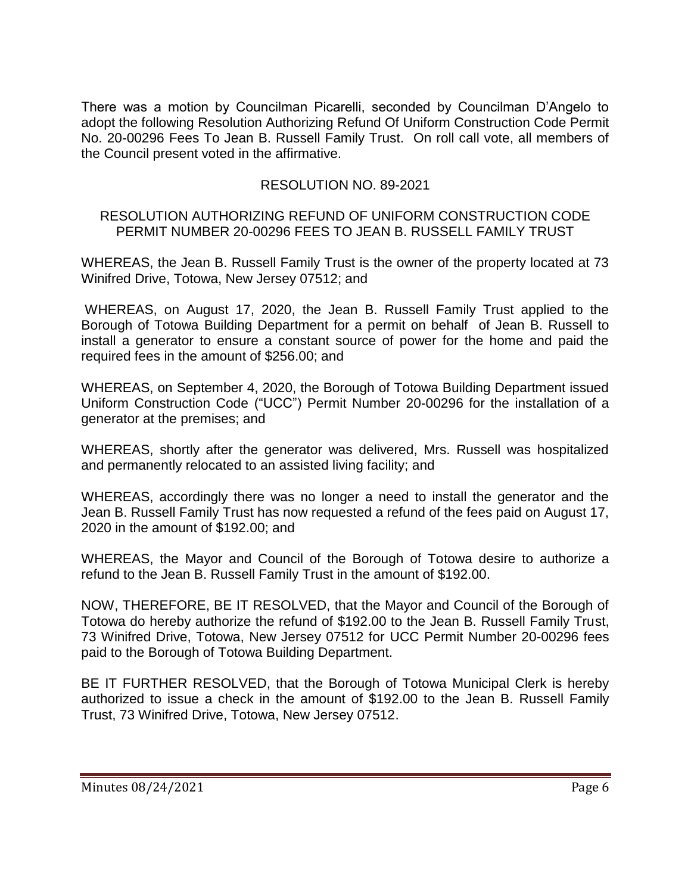There was a motion by Councilman Picarelli, seconded by Councilman D'Angelo to adopt the following Resolution Authorizing Refund Of Uniform Construction Code Permit No. 20-00296 Fees To Jean B. Russell Family Trust. On roll call vote, all members of the Council present voted in the affirmative.

RESOLUTION NO. 89-2021

RESOLUTION AUTHORIZING REFUND OF UNIFORM CONSTRUCTION CODE PERMIT NUMBER 20-00296 FEES TO JEAN B. RUSSELL FAMILY TRUST

WHEREAS, the Jean B. Russell Family Trust is the owner of the property located at 73 Winifred Drive, Totowa, New Jersey 07512; and

WHEREAS, on August 17, 2020, the Jean B. Russell Family Trust applied to the Borough of Totowa Building Department for a permit on behalf of Jean B. Russell to install a generator to ensure a constant source of power for the home and paid the required fees in the amount of $256.00; and

WHEREAS, on September 4, 2020, the Borough of Totowa Building Department issued Uniform Construction Code ("UCC") Permit Number 20-00296 for the installation of a generator at the premises; and

WHEREAS, shortly after the generator was delivered, Mrs. Russell was hospitalized and permanently relocated to an assisted living facility; and

WHEREAS, accordingly there was no longer a need to install the generator and the Jean B. Russell Family Trust has now requested a refund of the fees paid on August 17, 2020 in the amount of $192.00; and

WHEREAS, the Mayor and Council of the Borough of Totowa desire to authorize a refund to the Jean B. Russell Family Trust in the amount of $192.00.

NOW, THEREFORE, BE IT RESOLVED, that the Mayor and Council of the Borough of Totowa do hereby authorize the refund of $192.00 to the Jean B. Russell Family Trust, 73 Winifred Drive, Totowa, New Jersey 07512 for UCC Permit Number 20-00296 fees paid to the Borough of Totowa Building Department.

BE IT FURTHER RESOLVED, that the Borough of Totowa Municipal Clerk is hereby authorized to issue a check in the amount of $192.00 to the Jean B. Russell Family Trust, 73 Winifred Drive, Totowa, New Jersey 07512.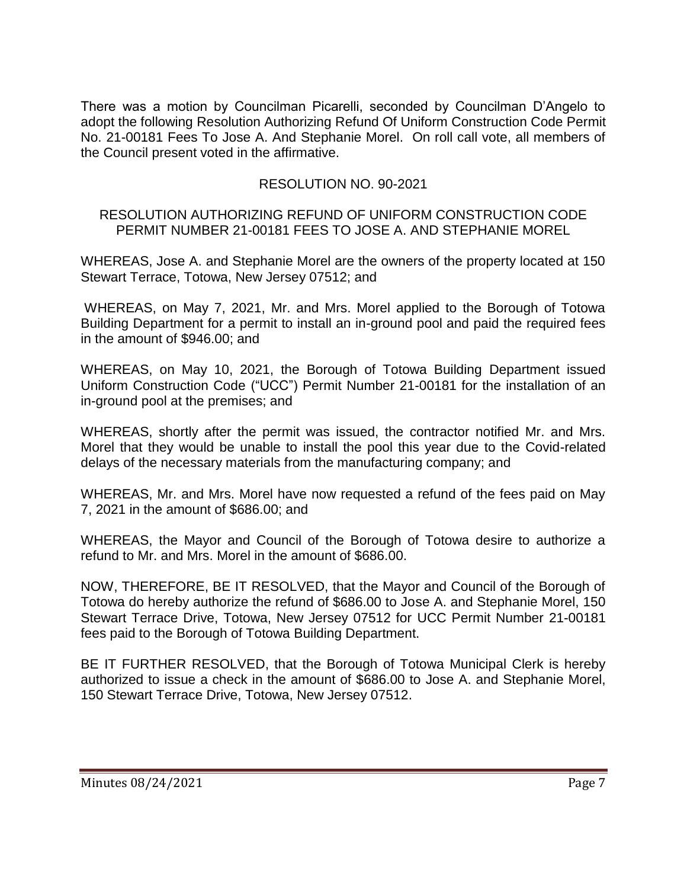There was a motion by Councilman Picarelli, seconded by Councilman D'Angelo to adopt the following Resolution Authorizing Refund Of Uniform Construction Code Permit No. 21-00181 Fees To Jose A. And Stephanie Morel. On roll call vote, all members of the Council present voted in the affirmative.

RESOLUTION NO. 90-2021

RESOLUTION AUTHORIZING REFUND OF UNIFORM CONSTRUCTION CODE PERMIT NUMBER 21-00181 FEES TO JOSE A. AND STEPHANIE MOREL

WHEREAS, Jose A. and Stephanie Morel are the owners of the property located at 150 Stewart Terrace, Totowa, New Jersey 07512; and

WHEREAS, on May 7, 2021, Mr. and Mrs. Morel applied to the Borough of Totowa Building Department for a permit to install an in-ground pool and paid the required fees in the amount of $946.00; and

WHEREAS, on May 10, 2021, the Borough of Totowa Building Department issued Uniform Construction Code ("UCC") Permit Number 21-00181 for the installation of an in-ground pool at the premises; and

WHEREAS, shortly after the permit was issued, the contractor notified Mr. and Mrs. Morel that they would be unable to install the pool this year due to the Covid-related delays of the necessary materials from the manufacturing company; and

WHEREAS, Mr. and Mrs. Morel have now requested a refund of the fees paid on May 7, 2021 in the amount of $686.00; and

WHEREAS, the Mayor and Council of the Borough of Totowa desire to authorize a refund to Mr. and Mrs. Morel in the amount of $686.00.

NOW, THEREFORE, BE IT RESOLVED, that the Mayor and Council of the Borough of Totowa do hereby authorize the refund of $686.00 to Jose A. and Stephanie Morel, 150 Stewart Terrace Drive, Totowa, New Jersey 07512 for UCC Permit Number 21-00181 fees paid to the Borough of Totowa Building Department.

BE IT FURTHER RESOLVED, that the Borough of Totowa Municipal Clerk is hereby authorized to issue a check in the amount of $686.00 to Jose A. and Stephanie Morel, 150 Stewart Terrace Drive, Totowa, New Jersey 07512.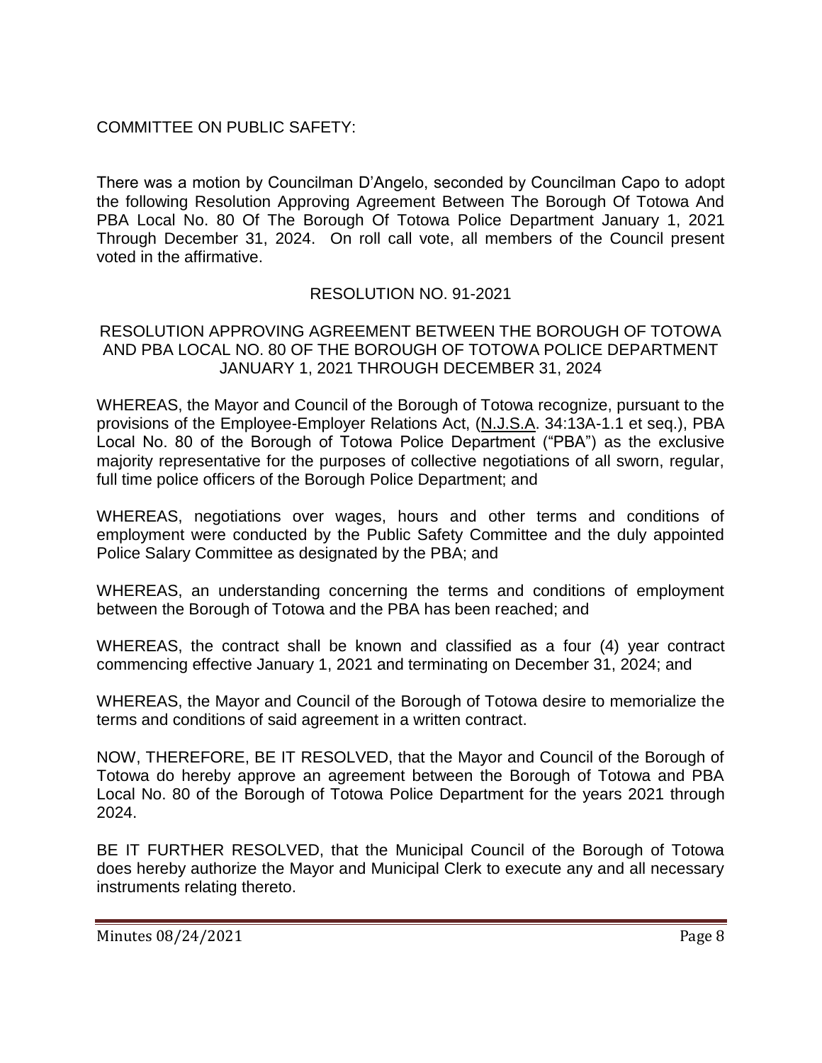COMMITTEE ON PUBLIC SAFETY:

There was a motion by Councilman D'Angelo, seconded by Councilman Capo to adopt the following Resolution Approving Agreement Between The Borough Of Totowa And PBA Local No. 80 Of The Borough Of Totowa Police Department January 1, 2021 Through December 31, 2024. On roll call vote, all members of the Council present voted in the affirmative.

RESOLUTION NO. 91-2021

RESOLUTION APPROVING AGREEMENT BETWEEN THE BOROUGH OF TOTOWA AND PBA LOCAL NO. 80 OF THE BOROUGH OF TOTOWA POLICE DEPARTMENT JANUARY 1, 2021 THROUGH DECEMBER 31, 2024

WHEREAS, the Mayor and Council of the Borough of Totowa recognize, pursuant to the provisions of the Employee-Employer Relations Act, (N.J.S.A. 34:13A-1.1 et seq.), PBA Local No. 80 of the Borough of Totowa Police Department ("PBA") as the exclusive majority representative for the purposes of collective negotiations of all sworn, regular, full time police officers of the Borough Police Department; and

WHEREAS, negotiations over wages, hours and other terms and conditions of employment were conducted by the Public Safety Committee and the duly appointed Police Salary Committee as designated by the PBA; and

WHEREAS, an understanding concerning the terms and conditions of employment between the Borough of Totowa and the PBA has been reached; and

WHEREAS, the contract shall be known and classified as a four (4) year contract commencing effective January 1, 2021 and terminating on December 31, 2024; and

WHEREAS, the Mayor and Council of the Borough of Totowa desire to memorialize the terms and conditions of said agreement in a written contract.

NOW, THEREFORE, BE IT RESOLVED, that the Mayor and Council of the Borough of Totowa do hereby approve an agreement between the Borough of Totowa and PBA Local No. 80 of the Borough of Totowa Police Department for the years 2021 through 2024.

BE IT FURTHER RESOLVED, that the Municipal Council of the Borough of Totowa does hereby authorize the Mayor and Municipal Clerk to execute any and all necessary instruments relating thereto.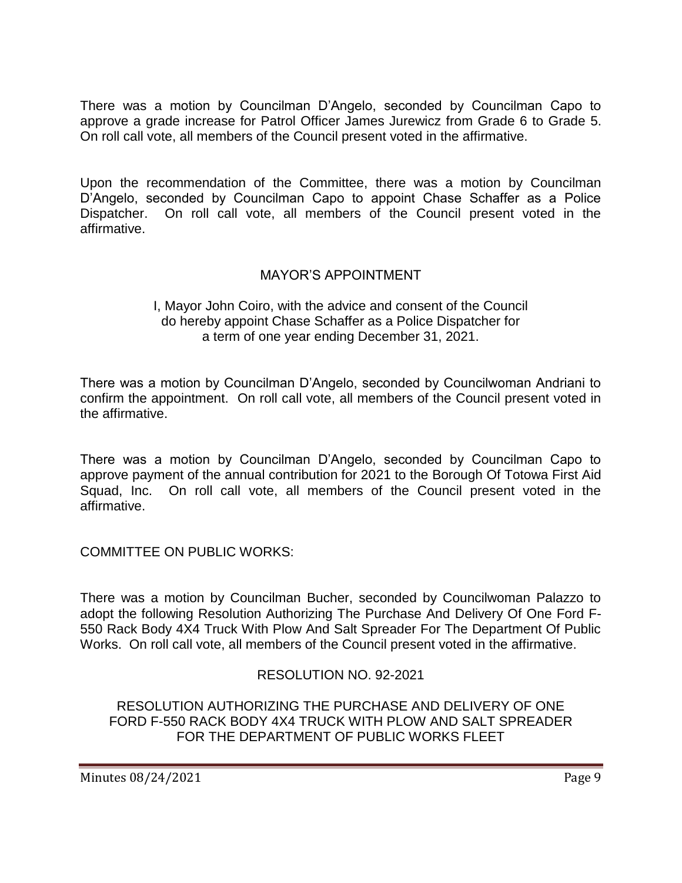There was a motion by Councilman D'Angelo, seconded by Councilman Capo to approve a grade increase for Patrol Officer James Jurewicz from Grade 6 to Grade 5. On roll call vote, all members of the Council present voted in the affirmative.

Upon the recommendation of the Committee, there was a motion by Councilman D'Angelo, seconded by Councilman Capo to appoint Chase Schaffer as a Police Dispatcher. On roll call vote, all members of the Council present voted in the affirmative.

MAYOR'S APPOINTMENT

I, Mayor John Coiro, with the advice and consent of the Council do hereby appoint Chase Schaffer as a Police Dispatcher for a term of one year ending December 31, 2021.

There was a motion by Councilman D'Angelo, seconded by Councilwoman Andriani to confirm the appointment. On roll call vote, all members of the Council present voted in the affirmative.

There was a motion by Councilman D'Angelo, seconded by Councilman Capo to approve payment of the annual contribution for 2021 to the Borough Of Totowa First Aid Squad, Inc. On roll call vote, all members of the Council present voted in the affirmative.

COMMITTEE ON PUBLIC WORKS:

There was a motion by Councilman Bucher, seconded by Councilwoman Palazzo to adopt the following Resolution Authorizing The Purchase And Delivery Of One Ford F-550 Rack Body 4X4 Truck With Plow And Salt Spreader For The Department Of Public Works. On roll call vote, all members of the Council present voted in the affirmative.

RESOLUTION NO. 92-2021

RESOLUTION AUTHORIZING THE PURCHASE AND DELIVERY OF ONE FORD F-550 RACK BODY 4X4 TRUCK WITH PLOW AND SALT SPREADER FOR THE DEPARTMENT OF PUBLIC WORKS FLEET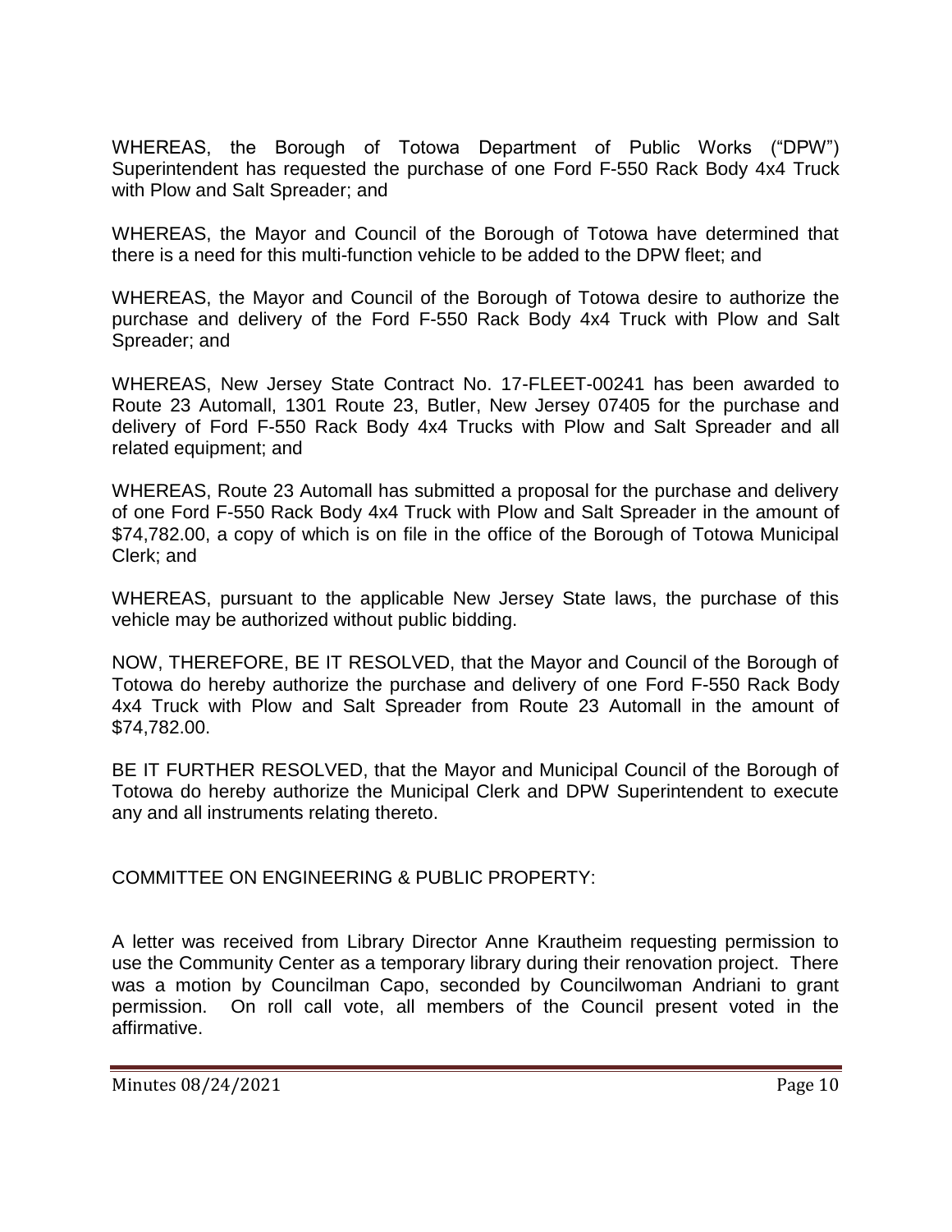WHEREAS, the Borough of Totowa Department of Public Works ("DPW") Superintendent has requested the purchase of one Ford F-550 Rack Body 4x4 Truck with Plow and Salt Spreader; and

WHEREAS, the Mayor and Council of the Borough of Totowa have determined that there is a need for this multi-function vehicle to be added to the DPW fleet; and

WHEREAS, the Mayor and Council of the Borough of Totowa desire to authorize the purchase and delivery of the Ford F-550 Rack Body 4x4 Truck with Plow and Salt Spreader; and

WHEREAS, New Jersey State Contract No. 17-FLEET-00241 has been awarded to Route 23 Automall, 1301 Route 23, Butler, New Jersey 07405 for the purchase and delivery of Ford F-550 Rack Body 4x4 Trucks with Plow and Salt Spreader and all related equipment; and

WHEREAS, Route 23 Automall has submitted a proposal for the purchase and delivery of one Ford F-550 Rack Body 4x4 Truck with Plow and Salt Spreader in the amount of $74,782.00, a copy of which is on file in the office of the Borough of Totowa Municipal Clerk; and

WHEREAS, pursuant to the applicable New Jersey State laws, the purchase of this vehicle may be authorized without public bidding.

NOW, THEREFORE, BE IT RESOLVED, that the Mayor and Council of the Borough of Totowa do hereby authorize the purchase and delivery of one Ford F-550 Rack Body 4x4 Truck with Plow and Salt Spreader from Route 23 Automall in the amount of $74,782.00.

BE IT FURTHER RESOLVED, that the Mayor and Municipal Council of the Borough of Totowa do hereby authorize the Municipal Clerk and DPW Superintendent to execute any and all instruments relating thereto.

COMMITTEE ON ENGINEERING & PUBLIC PROPERTY:

A letter was received from Library Director Anne Krautheim requesting permission to use the Community Center as a temporary library during their renovation project. There was a motion by Councilman Capo, seconded by Councilwoman Andriani to grant permission. On roll call vote, all members of the Council present voted in the affirmative.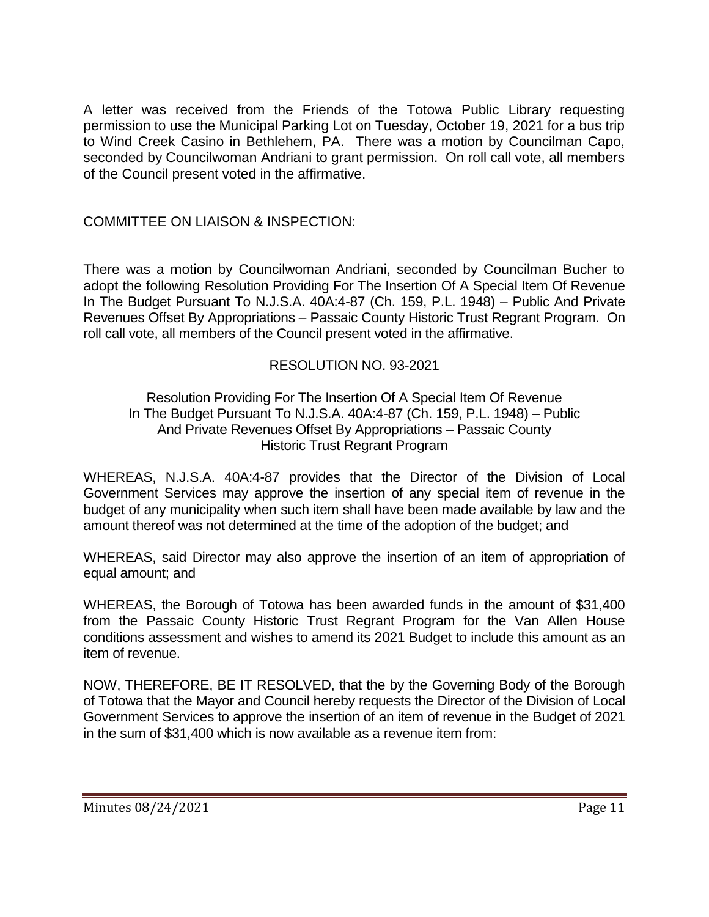A letter was received from the Friends of the Totowa Public Library requesting permission to use the Municipal Parking Lot on Tuesday, October 19, 2021 for a bus trip to Wind Creek Casino in Bethlehem, PA. There was a motion by Councilman Capo, seconded by Councilwoman Andriani to grant permission. On roll call vote, all members of the Council present voted in the affirmative.

COMMITTEE ON LIAISON & INSPECTION:

There was a motion by Councilwoman Andriani, seconded by Councilman Bucher to adopt the following Resolution Providing For The Insertion Of A Special Item Of Revenue In The Budget Pursuant To N.J.S.A. 40A:4-87 (Ch. 159, P.L. 1948) – Public And Private Revenues Offset By Appropriations – Passaic County Historic Trust Regrant Program. On roll call vote, all members of the Council present voted in the affirmative.

RESOLUTION NO. 93-2021

Resolution Providing For The Insertion Of A Special Item Of Revenue In The Budget Pursuant To N.J.S.A. 40A:4-87 (Ch. 159, P.L. 1948) – Public And Private Revenues Offset By Appropriations – Passaic County Historic Trust Regrant Program

WHEREAS, N.J.S.A. 40A:4-87 provides that the Director of the Division of Local Government Services may approve the insertion of any special item of revenue in the budget of any municipality when such item shall have been made available by law and the amount thereof was not determined at the time of the adoption of the budget; and

WHEREAS, said Director may also approve the insertion of an item of appropriation of equal amount; and

WHEREAS, the Borough of Totowa has been awarded funds in the amount of $31,400 from the Passaic County Historic Trust Regrant Program for the Van Allen House conditions assessment and wishes to amend its 2021 Budget to include this amount as an item of revenue.

NOW, THEREFORE, BE IT RESOLVED, that the by the Governing Body of the Borough of Totowa that the Mayor and Council hereby requests the Director of the Division of Local Government Services to approve the insertion of an item of revenue in the Budget of 2021 in the sum of $31,400 which is now available as a revenue item from: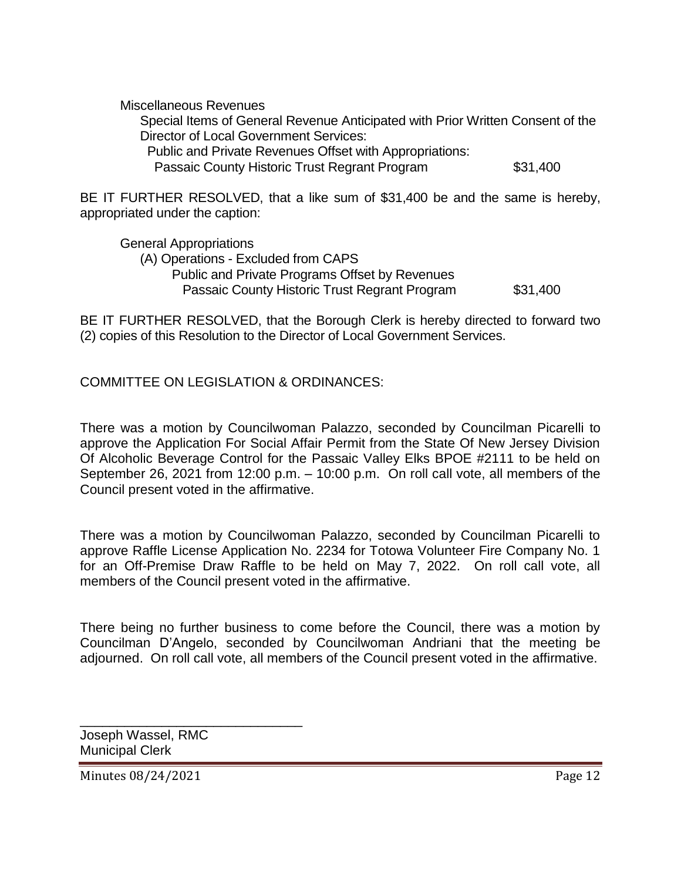Miscellaneous Revenues

Special Items of General Revenue Anticipated with Prior Written Consent of the Director of Local Government Services:

Public and Private Revenues Offset with Appropriations:

Passaic County Historic Trust Regrant Program $31,400

BE IT FURTHER RESOLVED, that a like sum of $31,400 be and the same is hereby, appropriated under the caption:

General Appropriations

(A) Operations - Excluded from CAPS

Public and Private Programs Offset by Revenues

Passaic County Historic Trust Regrant Program $31,400

BE IT FURTHER RESOLVED, that the Borough Clerk is hereby directed to forward two (2) copies of this Resolution to the Director of Local Government Services.

COMMITTEE ON LEGISLATION & ORDINANCES:

There was a motion by Councilwoman Palazzo, seconded by Councilman Picarelli to approve the Application For Social Affair Permit from the State Of New Jersey Division Of Alcoholic Beverage Control for the Passaic Valley Elks BPOE #2111 to be held on September 26, 2021 from 12:00 p.m. – 10:00 p.m. On roll call vote, all members of the Council present voted in the affirmative.

There was a motion by Councilwoman Palazzo, seconded by Councilman Picarelli to approve Raffle License Application No. 2234 for Totowa Volunteer Fire Company No. 1 for an Off-Premise Draw Raffle to be held on May 7, 2022. On roll call vote, all members of the Council present voted in the affirmative.

There being no further business to come before the Council, there was a motion by Councilman D'Angelo, seconded by Councilwoman Andriani that the meeting be adjourned. On roll call vote, all members of the Council present voted in the affirmative.

\_\_\_\_\_\_\_\_\_\_\_\_\_\_\_\_\_\_\_\_\_\_\_\_\_\_\_\_\_\_\_\_

Joseph Wassel, RMC
Municipal Clerk